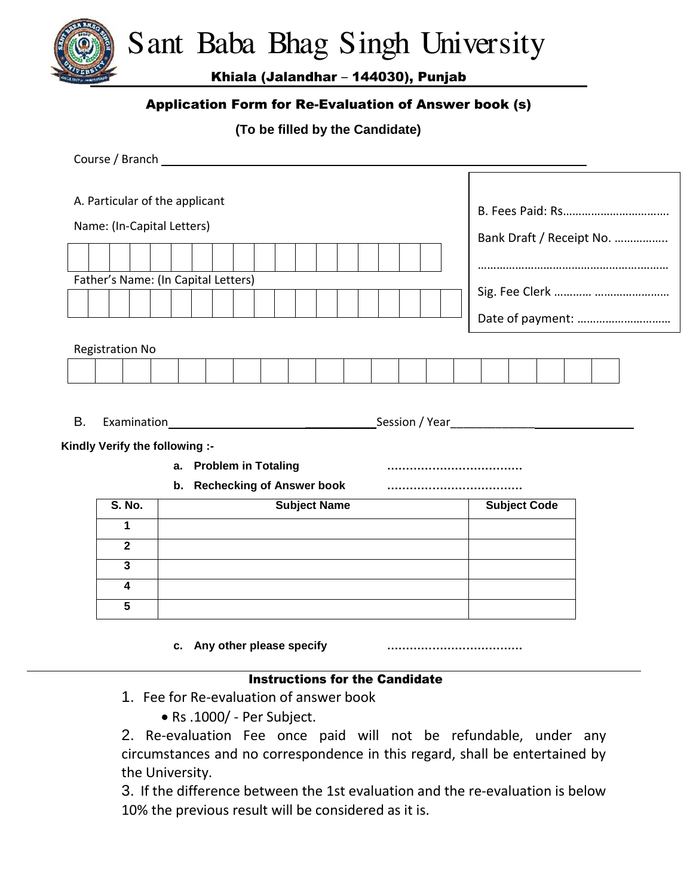# Sant Baba Bhag Singh University

Khiala (Jalandhar – 144030), Punjab

## Application Form for Re-Evaluation of Answer book (s)

**(To be filled by the Candidate)**

Course / Branch ____________________________________________

A. Particular of the applicant

Name: (In-Capital Letters)

| | | | | | | | | | | | | | | | | | |
|---|---|---|---|---|---|---|---|---|---|---|---|---|---|---|---|---|---|

Father's Name: (In Capital Letters)

| | | | | | | | | | | | | | | | | | | |
|---|---|---|---|---|---|---|---|---|---|---|---|---|---|---|---|---|---|---|

B. Fees Paid: Rs……………………………

Bank Draft / Receipt No. ……………..

……………………………………………………

Sig. Fee Clerk ………… ……………………

Date of payment: …………………………

Registration No

| | | | | | | | | | | | | | | | | | | | |
|---|---|---|---|---|---|---|---|---|---|---|---|---|---|---|---|---|---|---|---|

B. Examination______________________________Session / Year____________________________

**Kindly Verify the following :-**

**a. Problem in Totaling** ………………………………

**b. Rechecking of Answer book** ………………………………

| S. No. | Subject Name | Subject Code |
|---|---|---|
| 1 | | |
| 2 | | |
| 3 | | |
| 4 | | |
| 5 | | |

**c. Any other please specify** ………………………………

### Instructions for the Candidate

1. Fee for Re-evaluation of answer book
   - Rs .1000/ - Per Subject.
2. Re-evaluation Fee once paid will not be refundable, under any circumstances and no correspondence in this regard, shall be entertained by the University.
3. If the difference between the 1st evaluation and the re-evaluation is below 10% the previous result will be considered as it is.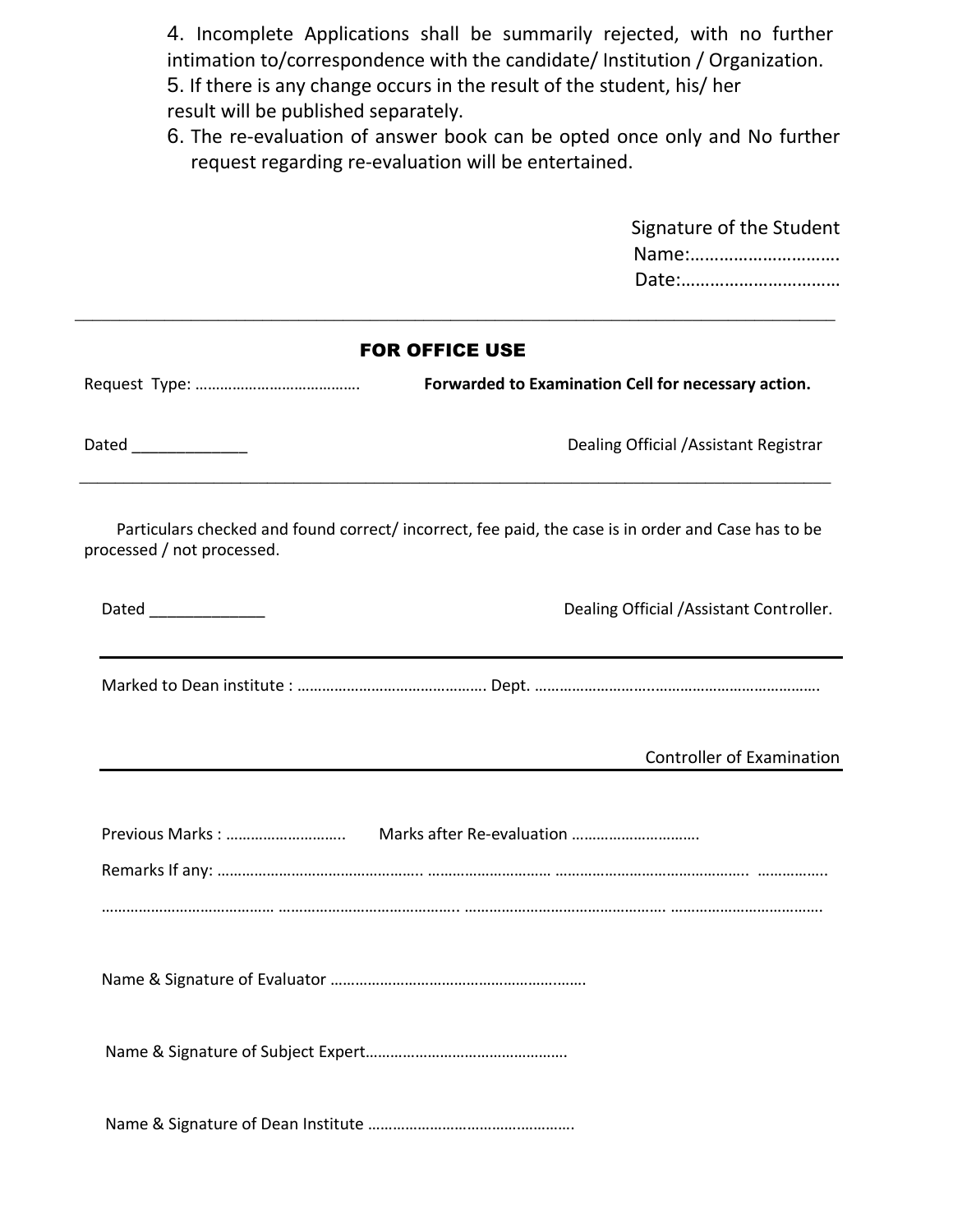4. Incomplete Applications shall be summarily rejected, with no further intimation to/correspondence with the candidate/ Institution / Organization.
5. If there is any change occurs in the result of the student, his/ her result will be published separately.
6. The re-evaluation of answer book can be opted once only and No further request regarding re-evaluation will be entertained.

Signature of the Student
Name:…………………………
Date:……………………………

---

## FOR OFFICE USE

Request Type: …………………………………. **Forwarded to Examination Cell for necessary action.**

Dated _____________ Dealing Official /Assistant Registrar

---

Particulars checked and found correct/ incorrect, fee paid, the case is in order and Case has to be processed / not processed.

Dated _____________ Dealing Official /Assistant Controller.

---

Marked to Dean institute : ………………………………………. Dept. …………………………………………………………………

Controller of Examination

---

Previous Marks : ……………………….. Marks after Re-evaluation …………………………

Remarks If any: ………………………………………….. ………………………… ……………………………………….. …………….

………………………………… …………………………………….. ……………………………………….. ………………………………

Name & Signature of Evaluator …………………………………………………….

Name & Signature of Subject Expert………………………………………….

Name & Signature of Dean Institute ………………………………………….